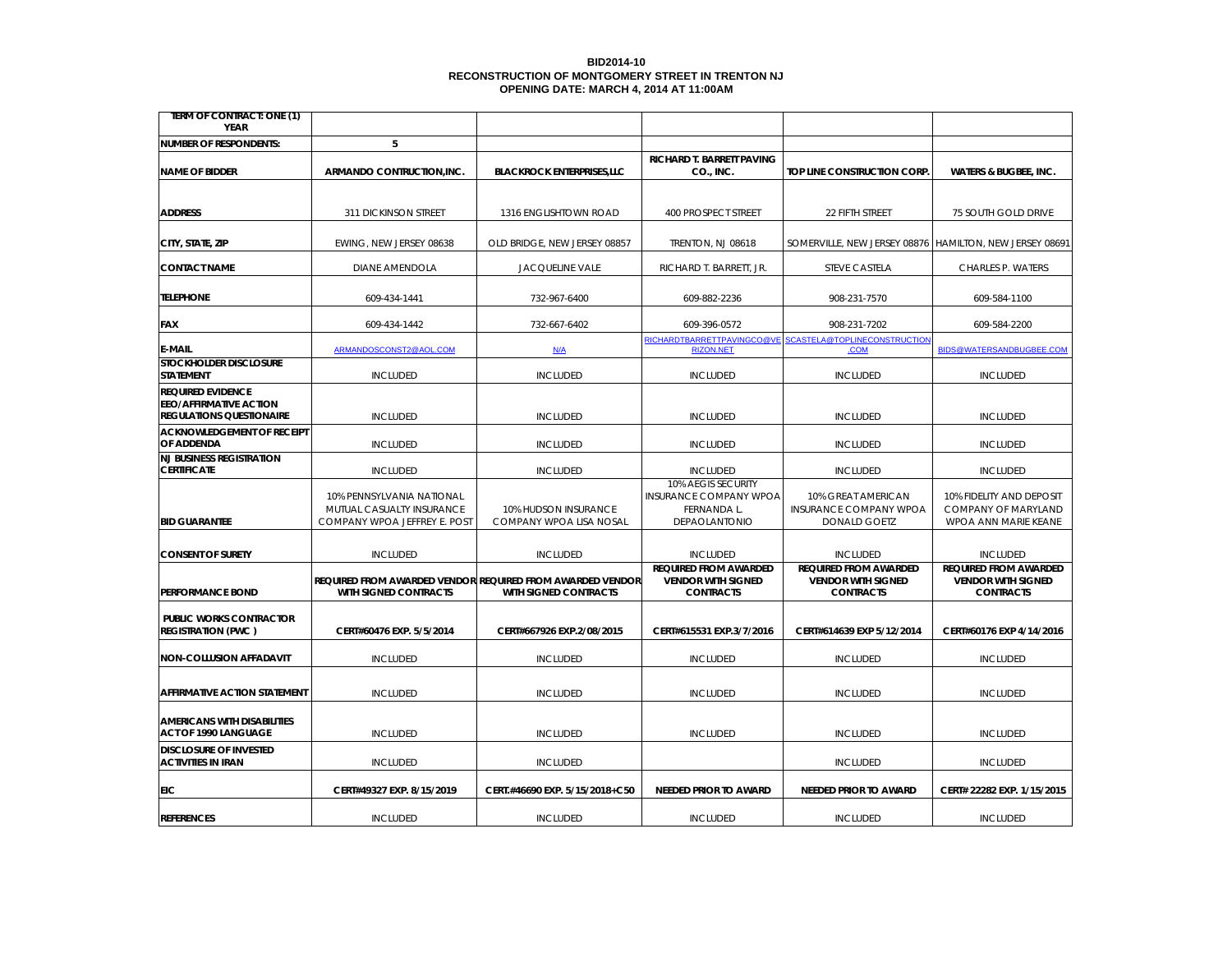**BID2014-10**
**RECONSTRUCTION OF MONTGOMERY STREET IN TRENTON NJ**
**OPENING DATE: MARCH 4, 2014 AT 11:00AM**

| TERM OF CONTRACT: ONE (1) YEAR | | | | | |
|---|---|---|---|---|---|
| NUMBER OF RESPONDENTS: | 5 | | | | |
| NAME OF BIDDER | ARMANDO CONTRUCTION,INC. | BLACKROCK ENTERPRISES,LLC | RICHARD T. BARRETT PAVING CO., INC. | TOP LINE CONSTRUCTION CORP. | WATERS & BUGBEE, INC. |
| ADDRESS | 311 DICKINSON STREET | 1316 ENGLISHTOWN ROAD | 400 PROSPECT STREET | 22 FIFTH STREET | 75 SOUTH GOLD DRIVE |
| CITY, STATE, ZIP | EWING, NEW JERSEY 08638 | OLD BRIDGE, NEW JERSEY 08857 | TRENTON, NJ 08618 | SOMERVILLE, NEW JERSEY 08876 | HAMILTON, NEW JERSEY 08691 |
| CONTACT NAME | DIANE AMENDOLA | JACQUELINE VALE | RICHARD T. BARRETT, JR. | STEVE CASTELA | CHARLES P. WATERS |
| TELEPHONE | 609-434-1441 | 732-967-6400 | 609-882-2236 | 908-231-7570 | 609-584-1100 |
| FAX | 609-434-1442 | 732-667-6402 | 609-396-0572 | 908-231-7202 | 609-584-2200 |
| E-MAIL | ARMANDOSCONST2@AOL.COM | N/A | RICHARDTBARRETTPAVINGCO@VERIZON.NET | SCASTELA@TOPLINECONSTRUCTION.COM | BIDS@WATERSANDBUGBEE.COM |
| STOCKHOLDER DISCLOSURE STATEMENT | INCLUDED | INCLUDED | INCLUDED | INCLUDED | INCLUDED |
| REQUIRED EVIDENCE EEO/AFFIRMATIVE ACTION REGULATIONS QUESTIONAIRE | INCLUDED | INCLUDED | INCLUDED | INCLUDED | INCLUDED |
| ACKNOWLEDGEMENT OF RECEIPT OF ADDENDA | INCLUDED | INCLUDED | INCLUDED | INCLUDED | INCLUDED |
| NJ BUSINESS REGISTRATION CERTIFICATE | INCLUDED | INCLUDED | INCLUDED | INCLUDED | INCLUDED |
| BID GUARANTEE | 10% PENNSYLVANIA NATIONAL MUTUAL CASUALTY INSURANCE COMPANY WPOA JEFFREY E. POST | 10% HUDSON INSURANCE COMPANY WPOA LISA NOSAL | 10% AEGIS SECURITY INSURANCE COMPANY WPOA FERNANDA L. DEPAOLANTONIO | 10% GREAT AMERICAN INSURANCE COMPANY WPOA DONALD GOETZ | 10% FIDELITY AND DEPOSIT COMPANY OF MARYLAND WPOA ANN MARIE KEANE |
| CONSENT OF SURETY | INCLUDED | INCLUDED | INCLUDED | INCLUDED | INCLUDED |
| PERFORMANCE BOND | REQUIRED FROM AWARDED VENDOR WITH SIGNED CONTRACTS | REQUIRED FROM AWARDED VENDOR WITH SIGNED CONTRACTS | REQUIRED FROM AWARDED VENDOR WITH SIGNED CONTRACTS | REQUIRED FROM AWARDED VENDOR WITH SIGNED CONTRACTS | REQUIRED FROM AWARDED VENDOR WITH SIGNED CONTRACTS |
| PUBLIC WORKS CONTRACTOR REGISTRATION (PWC) | CERT#60476 EXP. 5/5/2014 | CERT#667926 EXP.2/08/2015 | CERT#615531 EXP.3/7/2016 | CERT#614639 EXP 5/12/2014 | CERT#60176 EXP 4/14/2016 |
| NON-COLLUSION AFFADAVIT | INCLUDED | INCLUDED | INCLUDED | INCLUDED | INCLUDED |
| AFFIRMATIVE ACTION STATEMENT | INCLUDED | INCLUDED | INCLUDED | INCLUDED | INCLUDED |
| AMERICANS WITH DISABILITIES ACT OF 1990 LANGUAGE | INCLUDED | INCLUDED | INCLUDED | INCLUDED | INCLUDED |
| DISCLOSURE OF INVESTED ACTIVITIES IN IRAN | INCLUDED | INCLUDED | | INCLUDED | INCLUDED |
| EIC | CERT#49327 EXP. 8/15/2019 | CERT.#46690 EXP. 5/15/2018+C50 | NEEDED PRIOR TO AWARD | NEEDED PRIOR TO AWARD | CERT# 22282 EXP. 1/15/2015 |
| REFERENCES | INCLUDED | INCLUDED | INCLUDED | INCLUDED | INCLUDED |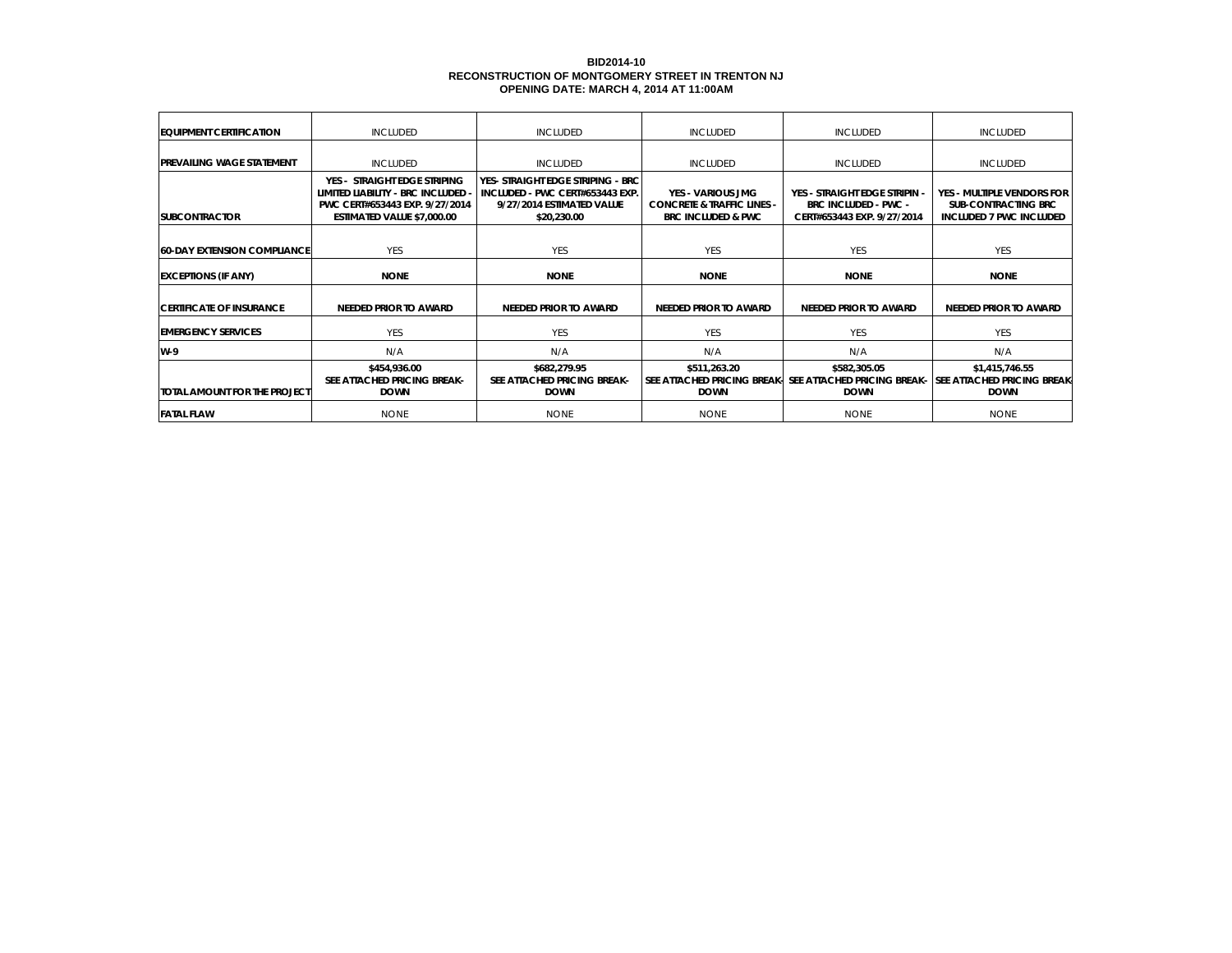**BID2014-10**
**RECONSTRUCTION OF MONTGOMERY STREET IN TRENTON NJ**
**OPENING DATE: MARCH 4, 2014 AT 11:00AM**

| | | | | | |
|---|---|---|---|---|---|
| **EQUIPMENT CERTIFICATION** | INCLUDED | INCLUDED | INCLUDED | INCLUDED | INCLUDED |
| **PREVAILING WAGE STATEMENT** | INCLUDED | INCLUDED | INCLUDED | INCLUDED | INCLUDED |
| **SUBCONTRACTOR** | **YES - STRAIGHT EDGE STRIPING LIMITED LIABILITY - BRC INCLUDED - PWC CERT#653443 EXP. 9/27/2014 ESTIMATED VALUE $7,000.00** | **YES- STRAIGHT EDGE STRIPING - BRC INCLUDED - PWC CERT#653443 EXP. 9/27/2014 ESTIMATED VALUE $20,230.00** | **YES - VARIOUS JMG CONCRETE & TRAFFIC LINES - BRC INCLUDED & PWC** | **YES - STRAIGHT EDGE STRIPIN - BRC INCLUDED - PWC - CERT#653443 EXP. 9/27/2014** | **YES - MULTIPLE VENDORS FOR SUB-CONTRACTING BRC INCLUDED 7 PWC INCLUDED** |
| **60-DAY EXTENSION COMPLIANCE** | YES | YES | YES | YES | YES |
| **EXCEPTIONS (IF ANY)** | **NONE** | **NONE** | **NONE** | **NONE** | **NONE** |
| **CERTIFICATE OF INSURANCE** | **NEEDED PRIOR TO AWARD** | **NEEDED PRIOR TO AWARD** | **NEEDED PRIOR TO AWARD** | **NEEDED PRIOR TO AWARD** | **NEEDED PRIOR TO AWARD** |
| **EMERGENCY SERVICES** | YES | YES | YES | YES | YES |
| **W-9** | N/A | N/A | N/A | N/A | N/A |
| **TOTAL AMOUNT FOR THE PROJECT** | **$454,936.00 SEE ATTACHED PRICING BREAK-DOWN** | **$682,279.95 SEE ATTACHED PRICING BREAK-DOWN** | **$511,263.20 SEE ATTACHED PRICING BREAK-DOWN** | **$582,305.05 SEE ATTACHED PRICING BREAK-DOWN** | **$1,415,746.55 SEE ATTACHED PRICING BREAK-DOWN** |
| **FATAL FLAW** | NONE | NONE | NONE | NONE | NONE |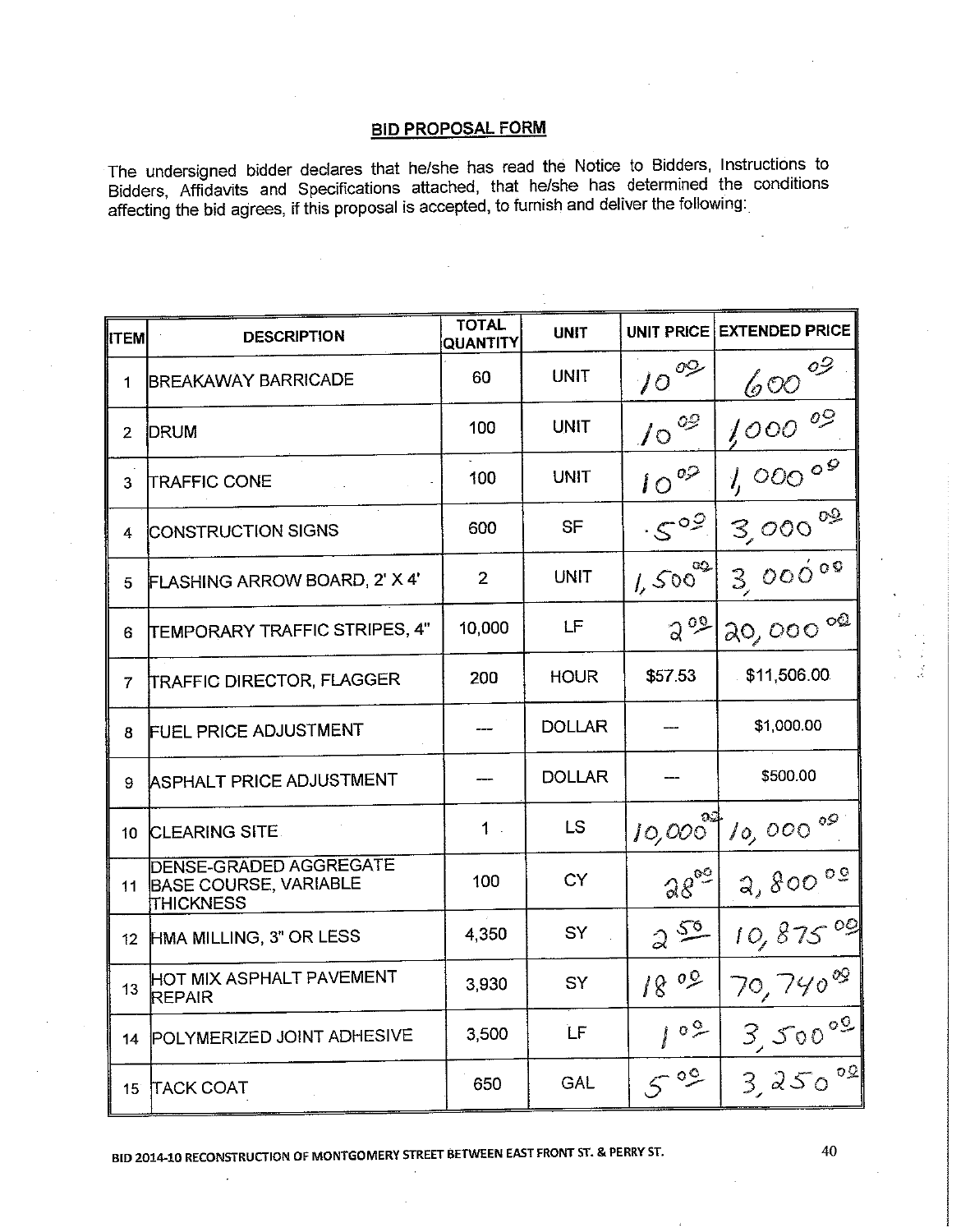## BID PROPOSAL FORM

The undersigned bidder declares that he/she has read the Notice to Bidders, Instructions to Bidders, Affidavits and Specifications attached, that he/she has determined the conditions affecting the bid agrees, if this proposal is accepted, to furnish and deliver the following:

| ITEM | DESCRIPTION | TOTAL QUANTITY | UNIT | UNIT PRICE | EXTENDED PRICE |
|---|---|---|---|---|---|
| 1 | BREAKAWAY BARRICADE | 60 | UNIT | 10.00 | 600.00 |
| 2 | DRUM | 100 | UNIT | 10.00 | 1,000.00 |
| 3 | TRAFFIC CONE | 100 | UNIT | 10.00 | 1,000.00 |
| 4 | CONSTRUCTION SIGNS | 600 | SF | .5.00 | 3,000.00 |
| 5 | FLASHING ARROW BOARD, 2' X 4' | 2 | UNIT | 1,500.00 | 3,000.00 |
| 6 | TEMPORARY TRAFFIC STRIPES, 4" | 10,000 | LF | 2.00 | 20,000.00 |
| 7 | TRAFFIC DIRECTOR, FLAGGER | 200 | HOUR | $57.53 | $11,506.00 |
| 8 | FUEL PRICE ADJUSTMENT | --- | DOLLAR | --- | $1,000.00 |
| 9 | ASPHALT PRICE ADJUSTMENT | --- | DOLLAR | --- | $500.00 |
| 10 | CLEARING SITE | 1 | LS | 10,000.00 | 10,000.00 |
| 11 | DENSE-GRADED AGGREGATE BASE COURSE, VARIABLE THICKNESS | 100 | CY | 28.00 | 2,800.00 |
| 12 | HMA MILLING, 3" OR LESS | 4,350 | SY | 2.50 | 10,875.00 |
| 13 | HOT MIX ASPHALT PAVEMENT REPAIR | 3,930 | SY | 18.00 | 70,740.00 |
| 14 | POLYMERIZED JOINT ADHESIVE | 3,500 | LF | 1.00 | 3,500.00 |
| 15 | TACK COAT | 650 | GAL | 5.00 | 3,250.00 |

BID 2014-10 RECONSTRUCTION OF MONTGOMERY STREET BETWEEN EAST FRONT ST. & PERRY ST.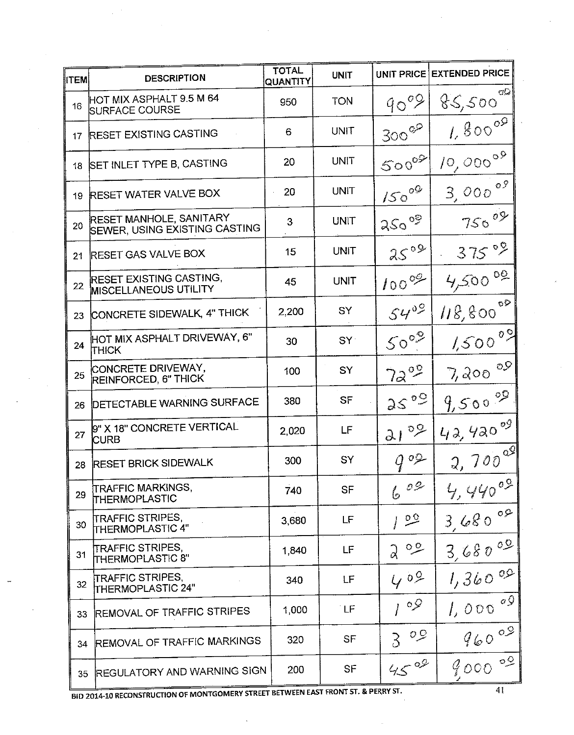| ITEM | DESCRIPTION | TOTAL QUANTITY | UNIT | UNIT PRICE | EXTENDED PRICE |
|---|---|---|---|---|---|
| 16 | HOT MIX ASPHALT 9.5 M 64 SURFACE COURSE | 950 | TON | 90.00 | 85,500.00 |
| 17 | RESET EXISTING CASTING | 6 | UNIT | 300.00 | 1,800.00 |
| 18 | SET INLET TYPE B, CASTING | 20 | UNIT | 500.00 | 10,000.00 |
| 19 | RESET WATER VALVE BOX | 20 | UNIT | 150.00 | 3,000.00 |
| 20 | RESET MANHOLE, SANITARY SEWER, USING EXISTING CASTING | 3 | UNIT | 250.00 | 750.00 |
| 21 | RESET GAS VALVE BOX | 15 | UNIT | 25.00 | 375.00 |
| 22 | RESET EXISTING CASTING, MISCELLANEOUS UTILITY | 45 | UNIT | 100.00 | 4,500.00 |
| 23 | CONCRETE SIDEWALK, 4" THICK | 2,200 | SY | 54.00 | 118,800.00 |
| 24 | HOT MIX ASPHALT DRIVEWAY, 6" THICK | 30 | SY | 50.00 | 1,500.00 |
| 25 | CONCRETE DRIVEWAY, REINFORCED, 6" THICK | 100 | SY | 72.00 | 7,200.00 |
| 26 | DETECTABLE WARNING SURFACE | 380 | SF | 25.00 | 9,500.00 |
| 27 | 9" X 18" CONCRETE VERTICAL CURB | 2,020 | LF | 21.00 | 42,420.00 |
| 28 | RESET BRICK SIDEWALK | 300 | SY | 9.00 | 2,700.00 |
| 29 | TRAFFIC MARKINGS, THERMOPLASTIC | 740 | SF | 6.00 | 4,440.00 |
| 30 | TRAFFIC STRIPES, THERMOPLASTIC 4" | 3,680 | LF | 1.00 | 3,680.00 |
| 31 | TRAFFIC STRIPES, THERMOPLASTIC 8" | 1,840 | LF | 2.00 | 3,680.00 |
| 32 | TRAFFIC STRIPES, THERMOPLASTIC 24" | 340 | LF | 4.00 | 1,360.00 |
| 33 | REMOVAL OF TRAFFIC STRIPES | 1,000 | LF | 1.00 | 1,000.00 |
| 34 | REMOVAL OF TRAFFIC MARKINGS | 320 | SF | 3.00 | 960.00 |
| 35 | REGULATORY AND WARNING SIGN | 200 | SF | 45.00 | 9,000.00 |

BID 2014-10 RECONSTRUCTION OF MONTGOMERY STREET BETWEEN EAST FRONT ST. & PERRY ST.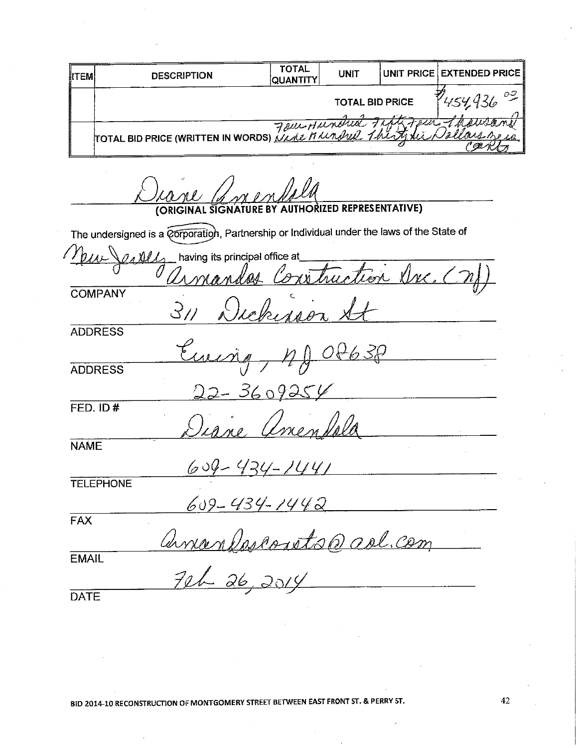| ITEM | DESCRIPTION | TOTAL QUANTITY | UNIT | UNIT PRICE | EXTENDED PRICE |
|---|---|---|---|---|---|
| | | | TOTAL BID PRICE | | $454,936 00 |
| | TOTAL BID PRICE (WRITTEN IN WORDS) Four Hundred Fifty Four Thousand Nine Hundred Thirty Six Dollars Zero Cents | | | | |

Diane Amendola

**(ORIGINAL SIGNATURE BY AUTHORIZED REPRESENTATIVE)**

The undersigned is a Corporation (circled), Partnership or Individual under the laws of the State of New Jersey having its principal office at

Armandos Construction Inc. (NJ)

COMPANY

311 Dickinson St

ADDRESS

Ewing, NJ 08638

ADDRESS

22-3609254

FED. ID #

Diane Amendola

NAME

609-434-1441

TELEPHONE

609-434-1442

FAX

armandosconsts@aol.com

EMAIL

Feb 26, 2014

DATE

BID 2014-10 RECONSTRUCTION OF MONTGOMERY STREET BETWEEN EAST FRONT ST. & PERRY ST.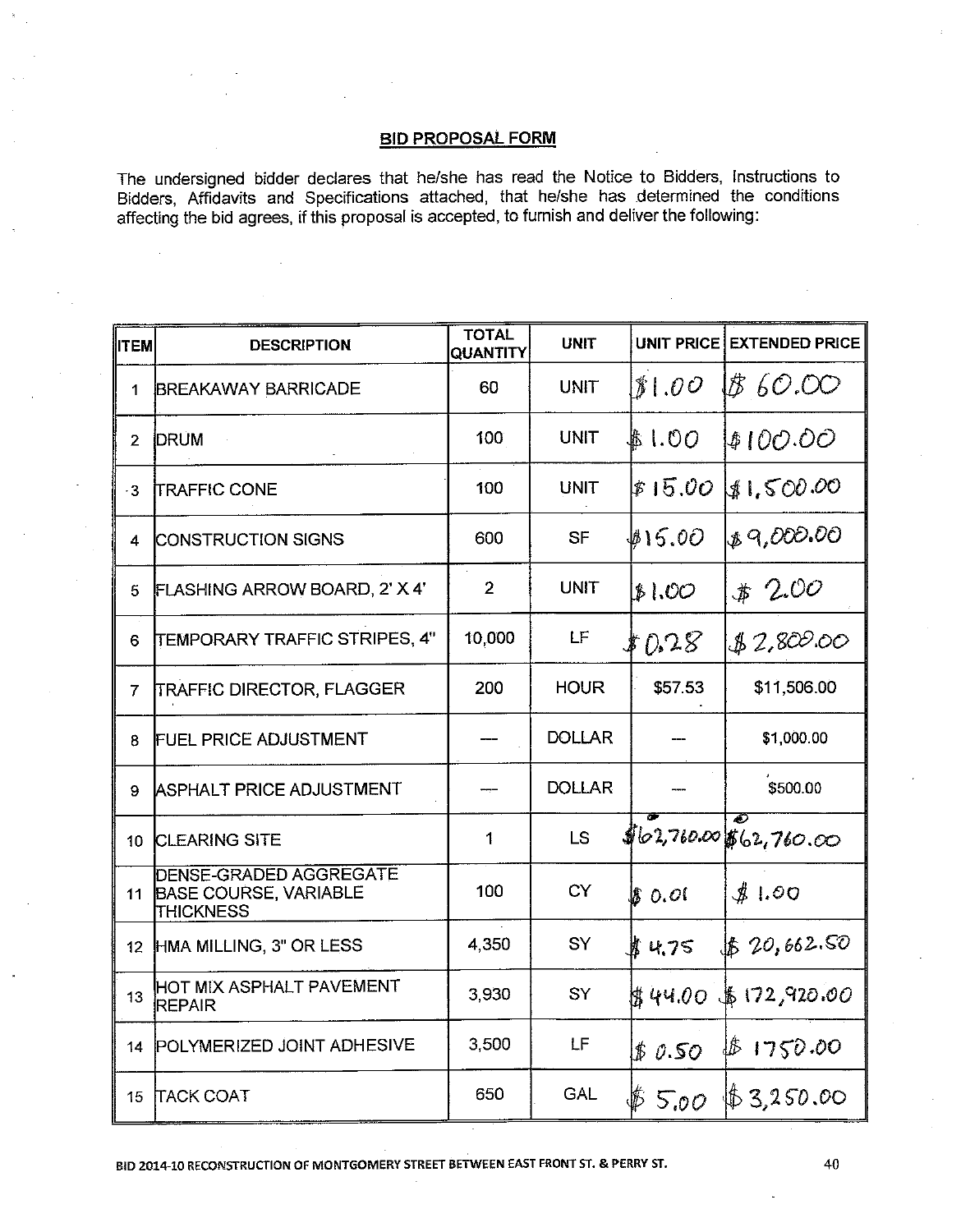## BID PROPOSAL FORM

The undersigned bidder declares that he/she has read the Notice to Bidders, Instructions to Bidders, Affidavits and Specifications attached, that he/she has determined the conditions affecting the bid agrees, if this proposal is accepted, to furnish and deliver the following:

| ITEM | DESCRIPTION | TOTAL QUANTITY | UNIT | UNIT PRICE | EXTENDED PRICE |
|---|---|---|---|---|---|
| 1 | BREAKAWAY BARRICADE | 60 | UNIT | $1.00 | $ 60.00 |
| 2 | DRUM | 100 | UNIT | $1.00 | $100.00 |
| 3 | TRAFFIC CONE | 100 | UNIT | $15.00 | $1,500.00 |
| 4 | CONSTRUCTION SIGNS | 600 | SF | $15.00 | $9,000.00 |
| 5 | FLASHING ARROW BOARD, 2' X 4' | 2 | UNIT | $1.00 | $ 2.00 |
| 6 | TEMPORARY TRAFFIC STRIPES, 4" | 10,000 | LF | $0.28 | $2,800.00 |
| 7 | TRAFFIC DIRECTOR, FLAGGER | 200 | HOUR | $57.53 | $11,506.00 |
| 8 | FUEL PRICE ADJUSTMENT | --- | DOLLAR | --- | $1,000.00 |
| 9 | ASPHALT PRICE ADJUSTMENT | --- | DOLLAR | --- | $500.00 |
| 10 | CLEARING SITE | 1 | LS | $62,760.00 | $62,760.00 |
| 11 | DENSE-GRADED AGGREGATE BASE COURSE, VARIABLE THICKNESS | 100 | CY | $ 0.01 | $ 1.00 |
| 12 | HMA MILLING, 3" OR LESS | 4,350 | SY | $4.75 | $ 20,662.50 |
| 13 | HOT MIX ASPHALT PAVEMENT REPAIR | 3,930 | SY | $44.00 | $ 172,920.00 |
| 14 | POLYMERIZED JOINT ADHESIVE | 3,500 | LF | $ 0.50 | $ 1750.00 |
| 15 | TACK COAT | 650 | GAL | $ 5.00 | $3,250.00 |

BID 2014-10 RECONSTRUCTION OF MONTGOMERY STREET BETWEEN EAST FRONT ST. & PERRY ST.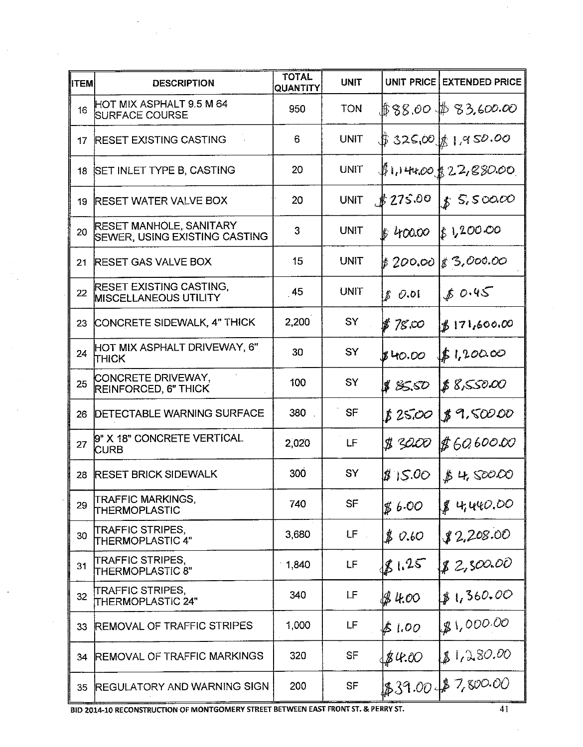| ITEM | DESCRIPTION | TOTAL QUANTITY | UNIT | UNIT PRICE | EXTENDED PRICE |
|---|---|---|---|---|---|
| 16 | HOT MIX ASPHALT 9.5 M 64 SURFACE COURSE | 950 | TON | $88.00 | $83,600.00 |
| 17 | RESET EXISTING CASTING | 6 | UNIT | $325.00 | $1,950.00 |
| 18 | SET INLET TYPE B, CASTING | 20 | UNIT | $1,144.00 | $22,880.00 |
| 19 | RESET WATER VALVE BOX | 20 | UNIT | $275.00 | $5,500.00 |
| 20 | RESET MANHOLE, SANITARY SEWER, USING EXISTING CASTING | 3 | UNIT | $400.00 | $1,200.00 |
| 21 | RESET GAS VALVE BOX | 15 | UNIT | $200.00 | $3,000.00 |
| 22 | RESET EXISTING CASTING, MISCELLANEOUS UTILITY | 45 | UNIT | $0.01 | $0.45 |
| 23 | CONCRETE SIDEWALK, 4" THICK | 2,200 | SY | $78.00 | $171,600.00 |
| 24 | HOT MIX ASPHALT DRIVEWAY, 6" THICK | 30 | SY | $40.00 | $1,200.00 |
| 25 | CONCRETE DRIVEWAY, REINFORCED, 6" THICK | 100 | SY | $85.50 | $8,550.00 |
| 26 | DETECTABLE WARNING SURFACE | 380 | SF | $25.00 | $9,500.00 |
| 27 | 9" X 18" CONCRETE VERTICAL CURB | 2,020 | LF | $30.00 | $60,600.00 |
| 28 | RESET BRICK SIDEWALK | 300 | SY | $15.00 | $4,500.00 |
| 29 | TRAFFIC MARKINGS, THERMOPLASTIC | 740 | SF | $6.00 | $4,440.00 |
| 30 | TRAFFIC STRIPES, THERMOPLASTIC 4" | 3,680 | LF | $0.60 | $2,208.00 |
| 31 | TRAFFIC STRIPES, THERMOPLASTIC 8" | 1,840 | LF | $1.25 | $2,300.00 |
| 32 | TRAFFIC STRIPES, THERMOPLASTIC 24" | 340 | LF | $4.00 | $1,360.00 |
| 33 | REMOVAL OF TRAFFIC STRIPES | 1,000 | LF | $1.00 | $1,000.00 |
| 34 | REMOVAL OF TRAFFIC MARKINGS | 320 | SF | $4.00 | $1,280.00 |
| 35 | REGULATORY AND WARNING SIGN | 200 | SF | $39.00 | $7,800.00 |

BID 2014-10 RECONSTRUCTION OF MONTGOMERY STREET BETWEEN EAST FRONT ST. & PERRY ST.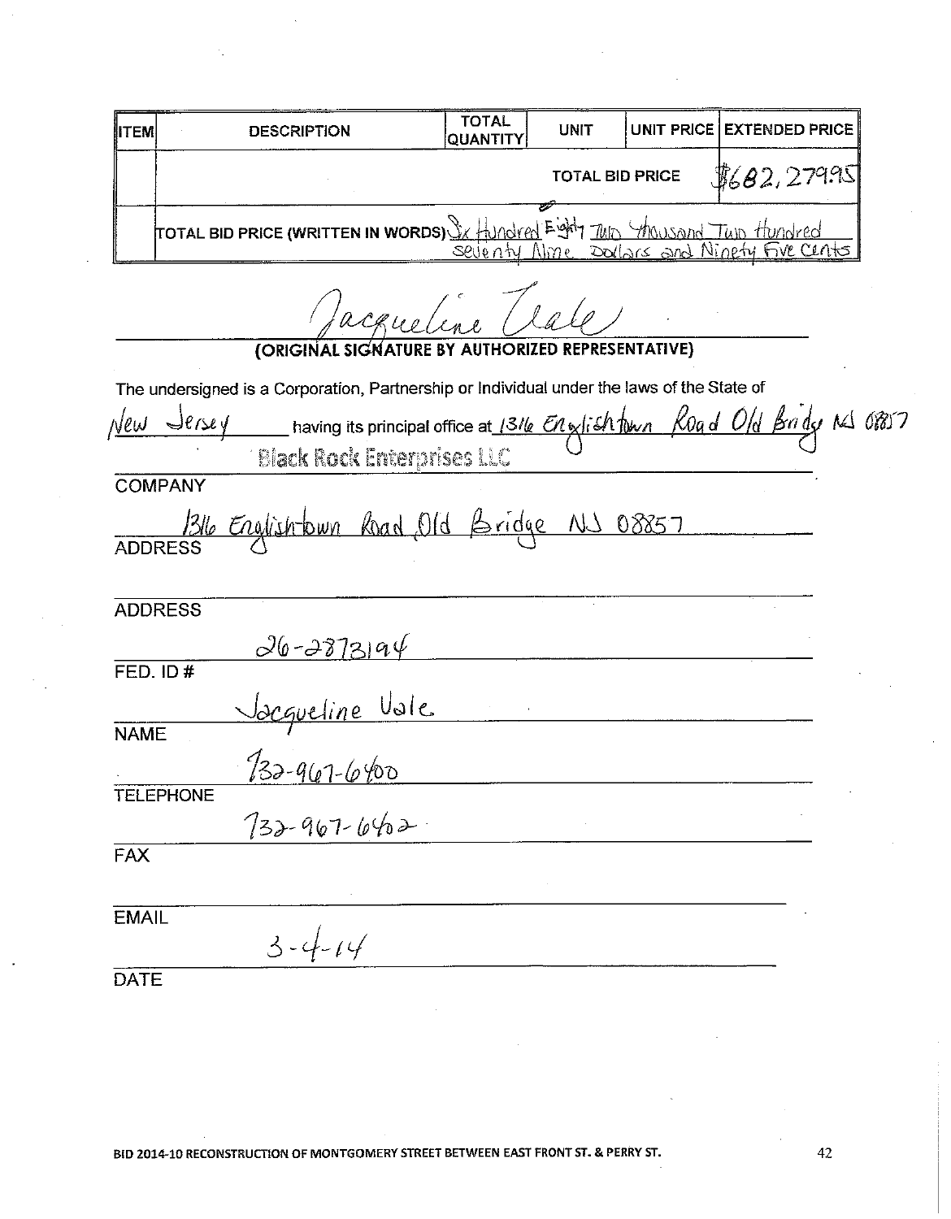| ITEM | DESCRIPTION | TOTAL QUANTITY | UNIT | UNIT PRICE | EXTENDED PRICE |
|---|---|---|---|---|---|
| | | | TOTAL BID PRICE | | $682,279.95 |
| | TOTAL BID PRICE (WRITTEN IN WORDS) Six Hundred Eighty Two Thousand Two Hundred seventy Nine Dollars and Ninety Five Cents | | | | |

Jacqueline Vale

**(ORIGINAL SIGNATURE BY AUTHORIZED REPRESENTATIVE)**

The undersigned is a Corporation, Partnership or Individual under the laws of the State of New Jersey having its principal office at 1316 Englishtown Road Old Bridge NJ 08857

Black Rock Enterprises LLC

COMPANY

1316 Englishtown Road Old Bridge NJ 08857

ADDRESS

ADDRESS

26-2873194

FED. ID #

Jacqueline Vale

NAME

732-967-6400

TELEPHONE

732-967-6402

FAX

EMAIL

3-4-14

DATE

BID 2014-10 RECONSTRUCTION OF MONTGOMERY STREET BETWEEN EAST FRONT ST. & PERRY ST.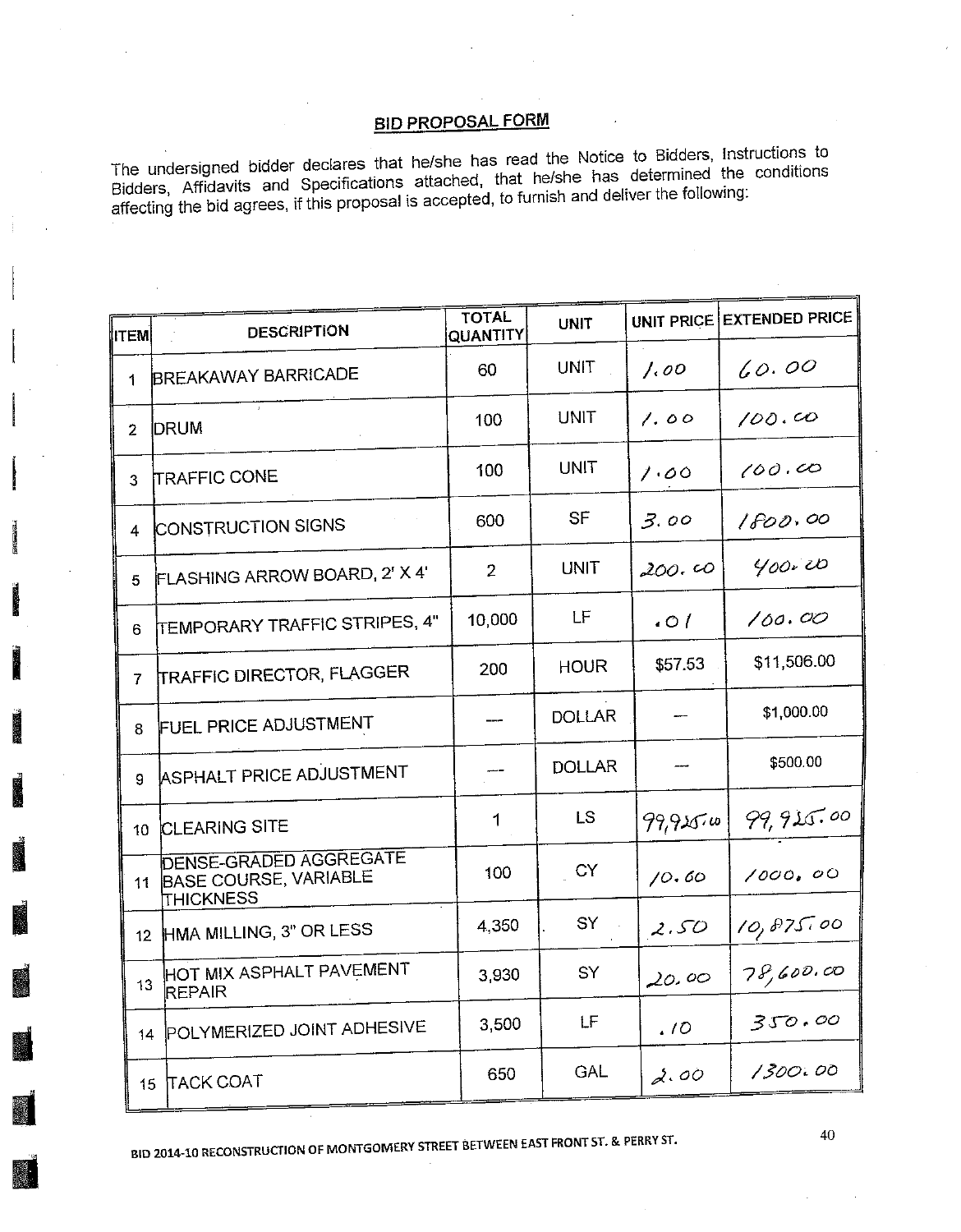## BID PROPOSAL FORM

The undersigned bidder declares that he/she has read the Notice to Bidders, Instructions to Bidders, Affidavits and Specifications attached, that he/she has determined the conditions affecting the bid agrees, if this proposal is accepted, to furnish and deliver the following:

| ITEM | DESCRIPTION | TOTAL QUANTITY | UNIT | UNIT PRICE | EXTENDED PRICE |
|---|---|---|---|---|---|
| 1 | BREAKAWAY BARRICADE | 60 | UNIT | 1.00 | 60.00 |
| 2 | DRUM | 100 | UNIT | 1.00 | 100.00 |
| 3 | TRAFFIC CONE | 100 | UNIT | 1.00 | 100.00 |
| 4 | CONSTRUCTION SIGNS | 600 | SF | 3.00 | 1800.00 |
| 5 | FLASHING ARROW BOARD, 2' X 4' | 2 | UNIT | 200.00 | 400.00 |
| 6 | TEMPORARY TRAFFIC STRIPES, 4" | 10,000 | LF | .01 | 100.00 |
| 7 | TRAFFIC DIRECTOR, FLAGGER | 200 | HOUR | $57.53 | $11,506.00 |
| 8 | FUEL PRICE ADJUSTMENT | --- | DOLLAR | --- | $1,000.00 |
| 9 | ASPHALT PRICE ADJUSTMENT | --- | DOLLAR | --- | $500.00 |
| 10 | CLEARING SITE | 1 | LS | 99,925.00 | 99,925.00 |
| 11 | DENSE-GRADED AGGREGATE BASE COURSE, VARIABLE THICKNESS | 100 | CY | 10.00 | 1000.00 |
| 12 | HMA MILLING, 3" OR LESS | 4,350 | SY | 2.50 | 10,875.00 |
| 13 | HOT MIX ASPHALT PAVEMENT REPAIR | 3,930 | SY | 20.00 | 78,600.00 |
| 14 | POLYMERIZED JOINT ADHESIVE | 3,500 | LF | .10 | 350.00 |
| 15 | TACK COAT | 650 | GAL | 2.00 | 1300.00 |

BID 2014-10 RECONSTRUCTION OF MONTGOMERY STREET BETWEEN EAST FRONT ST. & PERRY ST.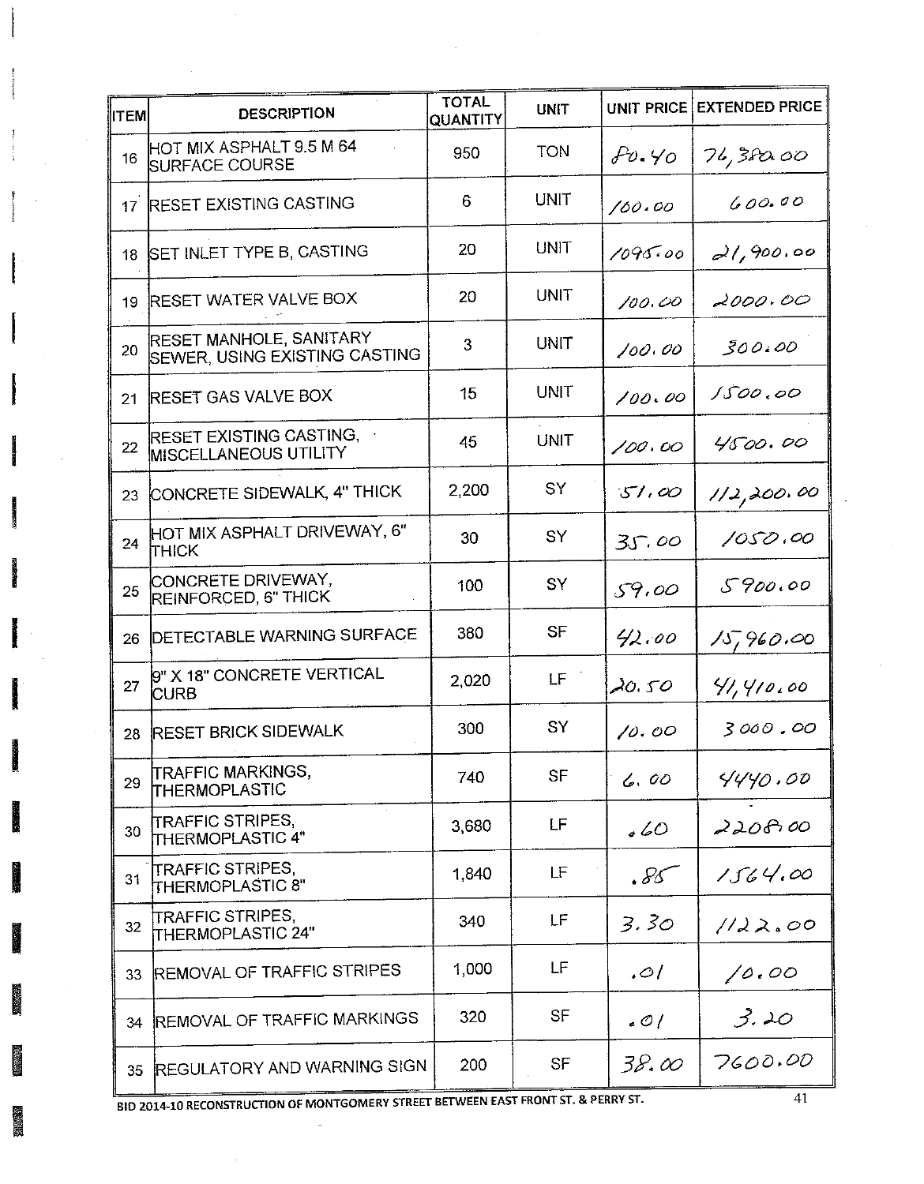| ITEM | DESCRIPTION | TOTAL QUANTITY | UNIT | UNIT PRICE | EXTENDED PRICE |
|---|---|---|---|---|---|
| 16 | HOT MIX ASPHALT 9.5 M 64 SURFACE COURSE | 950 | TON | 80.40 | 76,380.00 |
| 17 | RESET EXISTING CASTING | 6 | UNIT | 100.00 | 600.00 |
| 18 | SET INLET TYPE B, CASTING | 20 | UNIT | 1095.00 | 21,900.00 |
| 19 | RESET WATER VALVE BOX | 20 | UNIT | 100.00 | 2000.00 |
| 20 | RESET MANHOLE, SANITARY SEWER, USING EXISTING CASTING | 3 | UNIT | 100.00 | 300.00 |
| 21 | RESET GAS VALVE BOX | 15 | UNIT | 100.00 | 1500.00 |
| 22 | RESET EXISTING CASTING, MISCELLANEOUS UTILITY | 45 | UNIT | 100.00 | 4500.00 |
| 23 | CONCRETE SIDEWALK, 4" THICK | 2,200 | SY | 51.00 | 112,200.00 |
| 24 | HOT MIX ASPHALT DRIVEWAY, 6" THICK | 30 | SY | 35.00 | 1050.00 |
| 25 | CONCRETE DRIVEWAY, REINFORCED, 6" THICK | 100 | SY | 59.00 | 5900.00 |
| 26 | DETECTABLE WARNING SURFACE | 380 | SF | 42.00 | 15,960.00 |
| 27 | 9" X 18" CONCRETE VERTICAL CURB | 2,020 | LF | 20.50 | 41,410.00 |
| 28 | RESET BRICK SIDEWALK | 300 | SY | 10.00 | 3000.00 |
| 29 | TRAFFIC MARKINGS, THERMOPLASTIC | 740 | SF | 6.00 | 4440.00 |
| 30 | TRAFFIC STRIPES, THERMOPLASTIC 4" | 3,680 | LF | .60 | 2208.00 |
| 31 | TRAFFIC STRIPES, THERMOPLASTIC 8" | 1,840 | LF | .85 | 1564.00 |
| 32 | TRAFFIC STRIPES, THERMOPLASTIC 24" | 340 | LF | 3.30 | 1122.00 |
| 33 | REMOVAL OF TRAFFIC STRIPES | 1,000 | LF | .01 | 10.00 |
| 34 | REMOVAL OF TRAFFIC MARKINGS | 320 | SF | .01 | 3.20 |
| 35 | REGULATORY AND WARNING SIGN | 200 | SF | 38.00 | 7600.00 |

BID 2014-10 RECONSTRUCTION OF MONTGOMERY STREET BETWEEN EAST FRONT ST. & PERRY ST.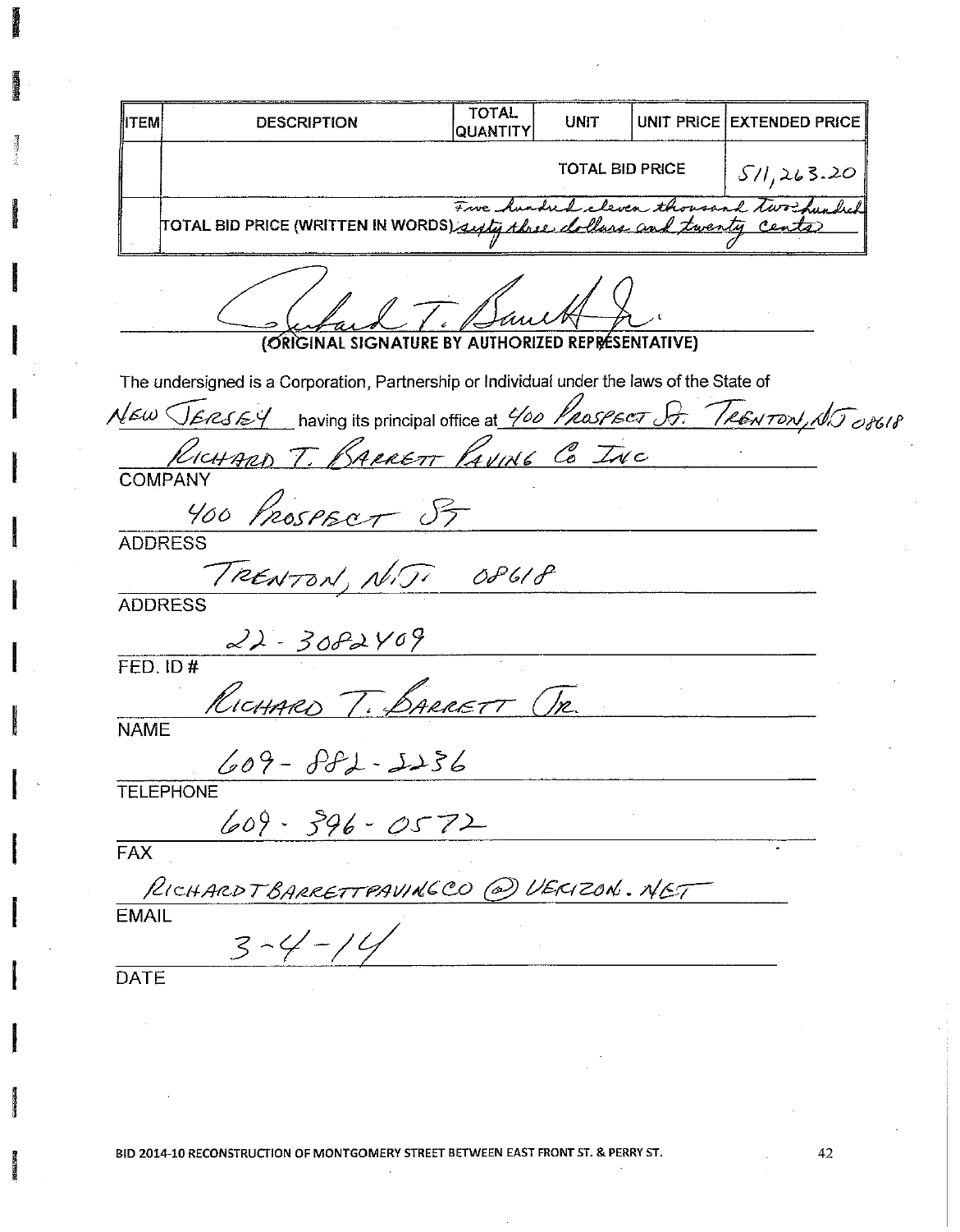| ITEM | DESCRIPTION | TOTAL QUANTITY | UNIT | UNIT PRICE | EXTENDED PRICE |
|---|---|---|---|---|---|
| | | | TOTAL BID PRICE | | 511,263.20 |
| | TOTAL BID PRICE (WRITTEN IN WORDS) Five hundred eleven thousand two hundred sixty three dollars and twenty cents | | | | |

Richard T. Barrett Jr.

(ORIGINAL SIGNATURE BY AUTHORIZED REPRESENTATIVE)

The undersigned is a Corporation, Partnership or Individual under the laws of the State of NEW JERSEY having its principal office at 400 PROSPECT ST. TRENTON, N.J 08618

RICHARD T. BARRETT PAVING Co INC

COMPANY

400 PROSPECT ST

ADDRESS

TRENTON, N.J. 08618

ADDRESS

22-3082409

FED. ID #

RICHARD T. BARRETT JR.

NAME

609-882-2236

TELEPHONE

609-396-0572

FAX

RICHARDTBARRETTPAVINGCO@VERIZON.NET

EMAIL

3-4-14

DATE

BID 2014-10 RECONSTRUCTION OF MONTGOMERY STREET BETWEEN EAST FRONT ST. & PERRY ST.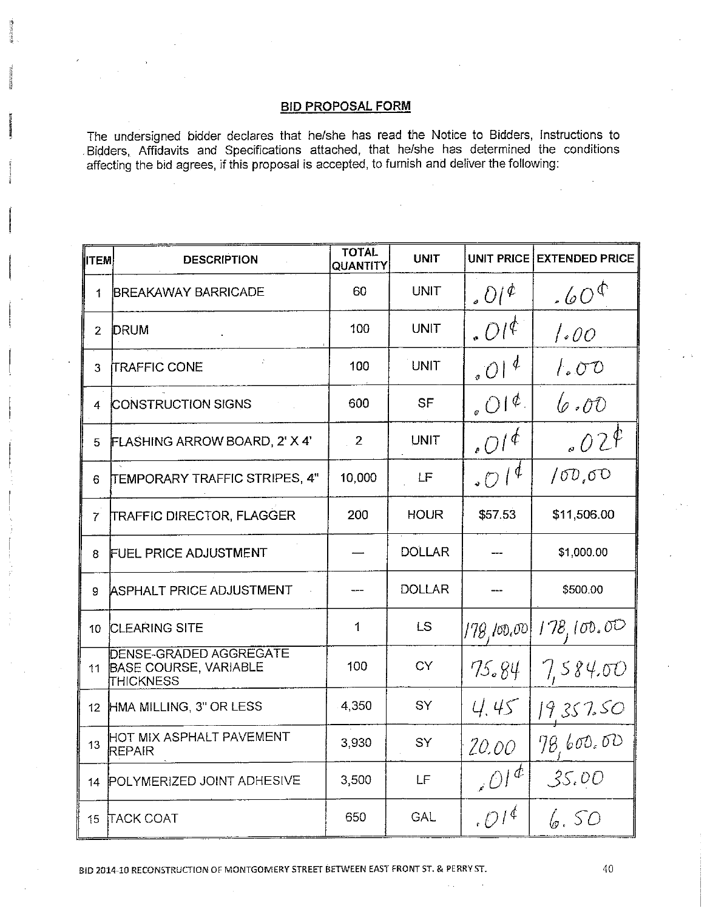## BID PROPOSAL FORM

The undersigned bidder declares that he/she has read the Notice to Bidders, Instructions to Bidders, Affidavits and Specifications attached, that he/she has determined the conditions affecting the bid agrees, if this proposal is accepted, to furnish and deliver the following:

| ITEM | DESCRIPTION | TOTAL QUANTITY | UNIT | UNIT PRICE | EXTENDED PRICE |
|---|---|---|---|---|---|
| 1 | BREAKAWAY BARRICADE | 60 | UNIT | .01¢ | .60¢ |
| 2 | DRUM | 100 | UNIT | .01¢ | 1.00 |
| 3 | TRAFFIC CONE | 100 | UNIT | .01¢ | 1.00 |
| 4 | CONSTRUCTION SIGNS | 600 | SF | .01¢. | 6.00 |
| 5 | FLASHING ARROW BOARD, 2' X 4' | 2 | UNIT | .01¢ | .02¢ |
| 6 | TEMPORARY TRAFFIC STRIPES, 4" | 10,000 | LF | .01¢ | 100.00 |
| 7 | TRAFFIC DIRECTOR, FLAGGER | 200 | HOUR | $57.53 | $11,506.00 |
| 8 | FUEL PRICE ADJUSTMENT | — | DOLLAR | --- | $1,000.00 |
| 9 | ASPHALT PRICE ADJUSTMENT | --- | DOLLAR | --- | $500.00 |
| 10 | CLEARING SITE | 1 | LS | 178,100.00 | 178,100.00 |
| 11 | DENSE-GRADED AGGREGATE BASE COURSE, VARIABLE THICKNESS | 100 | CY | 75.84 | 7,584.00 |
| 12 | HMA MILLING, 3" OR LESS | 4,350 | SY | 4.45 | 19,357.50 |
| 13 | HOT MIX ASPHALT PAVEMENT REPAIR | 3,930 | SY | 20.00 | 78,600.00 |
| 14 | POLYMERIZED JOINT ADHESIVE | 3,500 | LF | .01¢ | 35.00 |
| 15 | TACK COAT | 650 | GAL | .01¢ | 6.50 |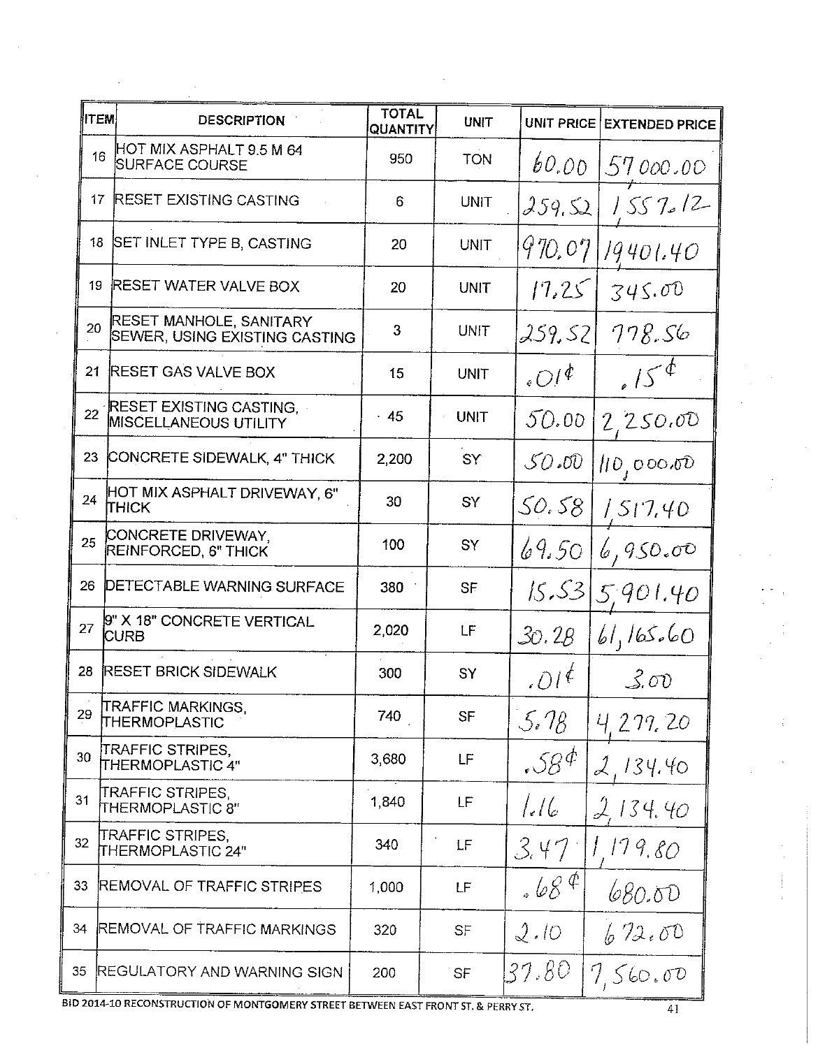| ITEM | DESCRIPTION | TOTAL QUANTITY | UNIT | UNIT PRICE | EXTENDED PRICE |
|---|---|---|---|---|---|
| 16 | HOT MIX ASPHALT 9.5 M 64 SURFACE COURSE | 950 | TON | 60.00 | 57000.00 |
| 17 | RESET EXISTING CASTING | 6 | UNIT | 259.52 | 1557.12 |
| 18 | SET INLET TYPE B, CASTING | 20 | UNIT | 970.07 | 19401.40 |
| 19 | RESET WATER VALVE BOX | 20 | UNIT | 17.25 | 345.00 |
| 20 | RESET MANHOLE, SANITARY SEWER, USING EXISTING CASTING | 3 | UNIT | 259.52 | 778.56 |
| 21 | RESET GAS VALVE BOX | 15 | UNIT | .01¢ | .15¢ |
| 22 | RESET EXISTING CASTING, MISCELLANEOUS UTILITY | 45 | UNIT | 50.00 | 2,250.00 |
| 23 | CONCRETE SIDEWALK, 4" THICK | 2,200 | SY | 50.00 | 110,000.00 |
| 24 | HOT MIX ASPHALT DRIVEWAY, 6" THICK | 30 | SY | 50.58 | 1,517.40 |
| 25 | CONCRETE DRIVEWAY, REINFORCED, 6" THICK | 100 | SY | 69.50 | 6,950.00 |
| 26 | DETECTABLE WARNING SURFACE | 380 | SF | 15.53 | 5,901.40 |
| 27 | 9" X 18" CONCRETE VERTICAL CURB | 2,020 | LF | 30.28 | 61,165.60 |
| 28 | RESET BRICK SIDEWALK | 300 | SY | .01¢ | 3.00 |
| 29 | TRAFFIC MARKINGS, THERMOPLASTIC | 740 | SF | 5.78 | 4,277.20 |
| 30 | TRAFFIC STRIPES, THERMOPLASTIC 4" | 3,680 | LF | .58¢ | 2,134.40 |
| 31 | TRAFFIC STRIPES, THERMOPLASTIC 8" | 1,840 | LF | 1.16 | 2,134.40 |
| 32 | TRAFFIC STRIPES, THERMOPLASTIC 24" | 340 | LF | 3.47 | 1,179.80 |
| 33 | REMOVAL OF TRAFFIC STRIPES | 1,000 | LF | .68¢ | 680.00 |
| 34 | REMOVAL OF TRAFFIC MARKINGS | 320 | SF | 2.10 | 672.00 |
| 35 | REGULATORY AND WARNING SIGN | 200 | SF | 37.80 | 7,560.00 |

BID 2014-10 RECONSTRUCTION OF MONTGOMERY STREET BETWEEN EAST FRONT ST. & PERRY ST.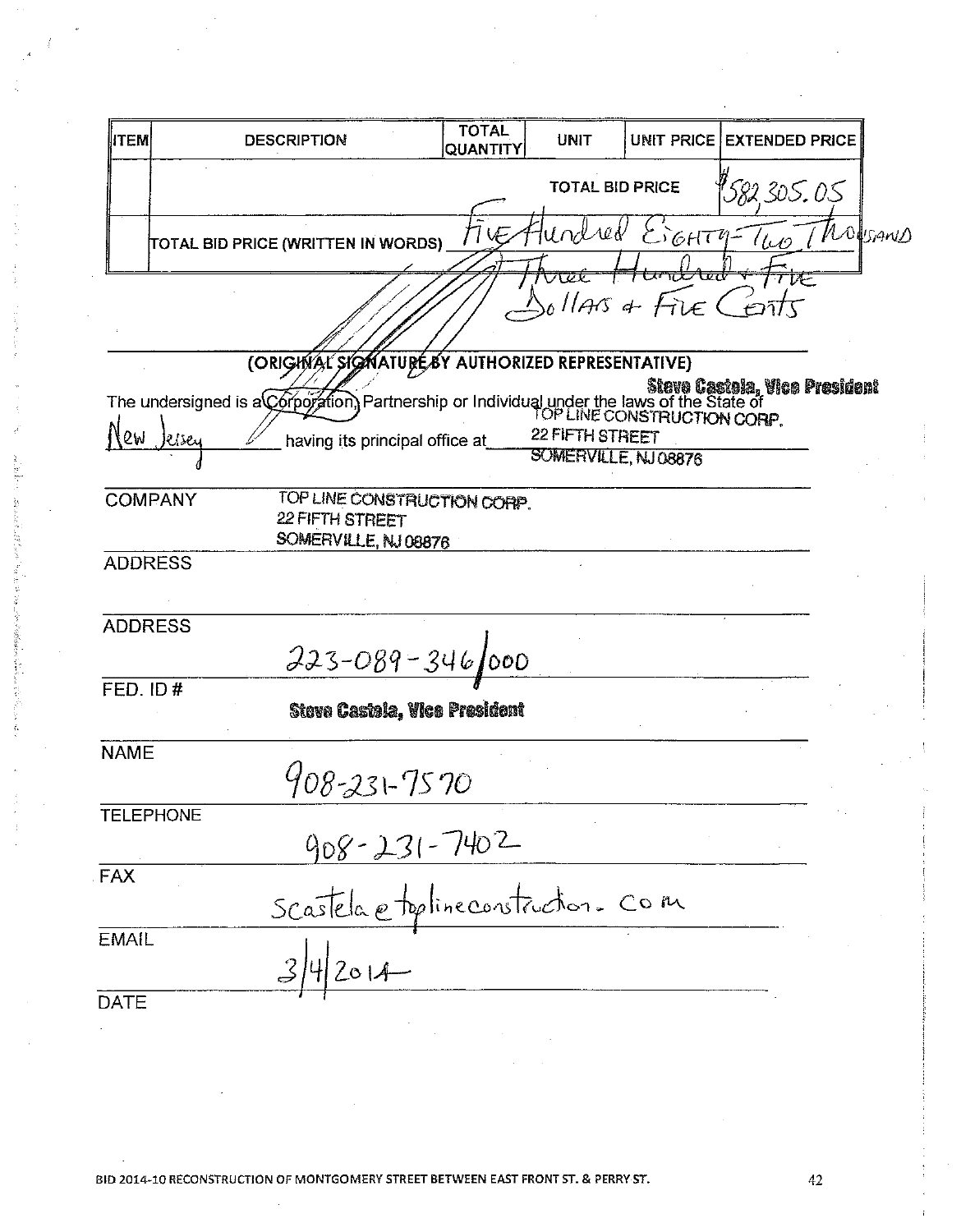| ITEM | DESCRIPTION | TOTAL QUANTITY | UNIT | UNIT PRICE | EXTENDED PRICE |
|---|---|---|---|---|---|
| | | | TOTAL BID PRICE | | $582,305.05 |
| | TOTAL BID PRICE (WRITTEN IN WORDS) | Five Hundred Eighty-Two Thousand Three Hundred & Five Dollars & Five Cents | | | |

(ORIGINAL SIGNATURE BY AUTHORIZED REPRESENTATIVE)

Steve Castela, Vice President

The undersigned is a (Corporation,) Partnership or Individual under the laws of the State of New Jersey having its principal office at TOP LINE CONSTRUCTION CORP. 22 FIFTH STREET SOMERVILLE, NJ 08876

COMPANY: TOP LINE CONSTRUCTION CORP. 22 FIFTH STREET SOMERVILLE, NJ 08876

ADDRESS

ADDRESS: 223-089-346/000

FED. ID #: Steve Castela, Vice President

NAME: 908-231-7570

TELEPHONE: 908-231-7402

FAX: scastela@toplineconstruction.com

EMAIL: 3/4/2014

DATE

BID 2014-10 RECONSTRUCTION OF MONTGOMERY STREET BETWEEN EAST FRONT ST. & PERRY ST.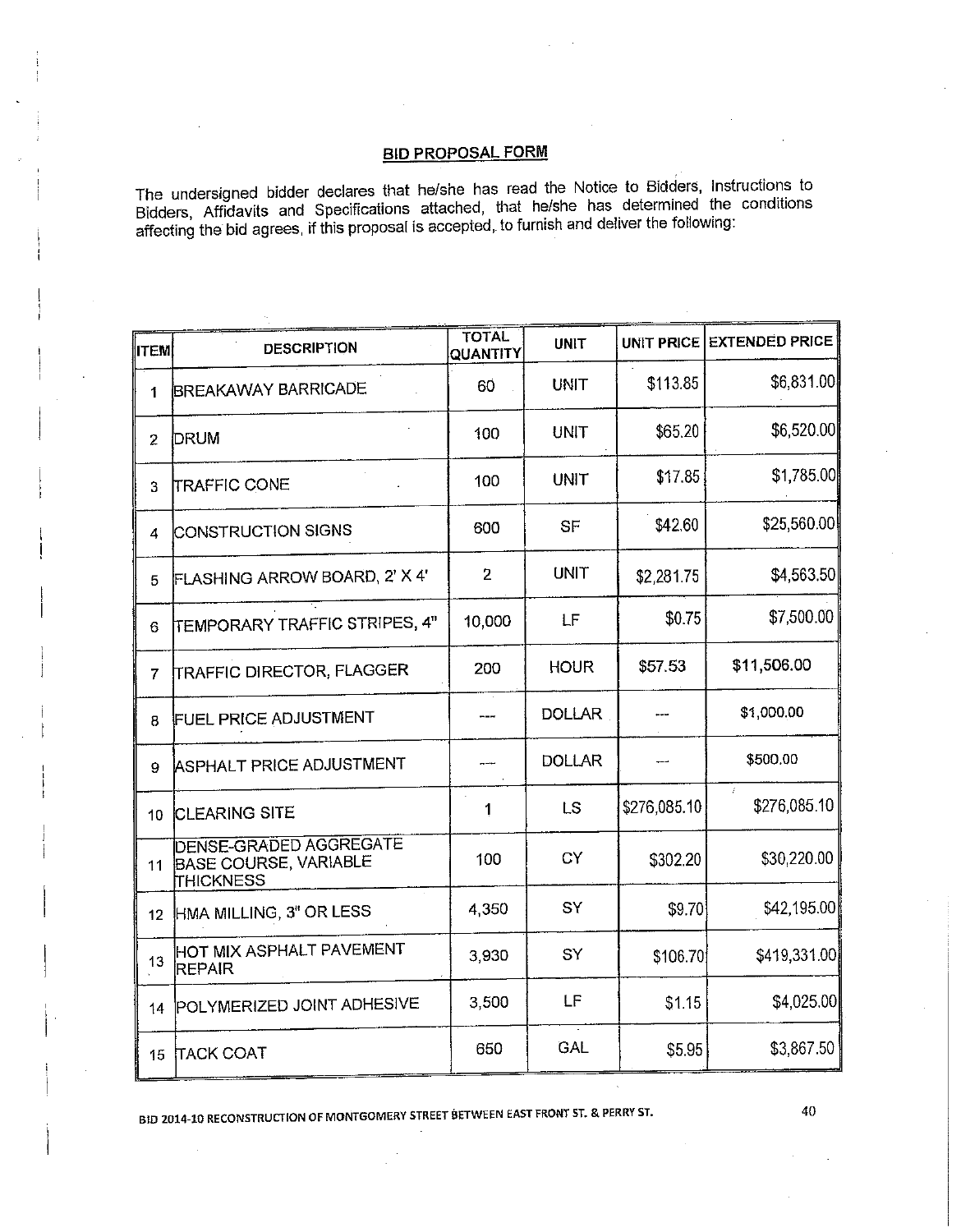## BID PROPOSAL FORM

The undersigned bidder declares that he/she has read the Notice to Bidders, Instructions to Bidders, Affidavits and Specifications attached, that he/she has determined the conditions affecting the bid agrees, if this proposal is accepted, to furnish and deliver the following:

| ITEM | DESCRIPTION | TOTAL QUANTITY | UNIT | UNIT PRICE | EXTENDED PRICE |
|---|---|---|---|---|---|
| 1 | BREAKAWAY BARRICADE | 60 | UNIT | $113.85 | $6,831.00 |
| 2 | DRUM | 100 | UNIT | $65.20 | $6,520.00 |
| 3 | TRAFFIC CONE | 100 | UNIT | $17.85 | $1,785.00 |
| 4 | CONSTRUCTION SIGNS | 600 | SF | $42.60 | $25,560.00 |
| 5 | FLASHING ARROW BOARD, 2' X 4' | 2 | UNIT | $2,281.75 | $4,563.50 |
| 6 | TEMPORARY TRAFFIC STRIPES, 4" | 10,000 | LF | $0.75 | $7,500.00 |
| 7 | TRAFFIC DIRECTOR, FLAGGER | 200 | HOUR | $57.53 | $11,506.00 |
| 8 | FUEL PRICE ADJUSTMENT | --- | DOLLAR | --- | $1,000.00 |
| 9 | ASPHALT PRICE ADJUSTMENT | --- | DOLLAR | --- | $500.00 |
| 10 | CLEARING SITE | 1 | LS | $276,085.10 | $276,085.10 |
| 11 | DENSE-GRADED AGGREGATE BASE COURSE, VARIABLE THICKNESS | 100 | CY | $302.20 | $30,220.00 |
| 12 | HMA MILLING, 3" OR LESS | 4,350 | SY | $9.70 | $42,195.00 |
| 13 | HOT MIX ASPHALT PAVEMENT REPAIR | 3,930 | SY | $106.70 | $419,331.00 |
| 14 | POLYMERIZED JOINT ADHESIVE | 3,500 | LF | $1.15 | $4,025.00 |
| 15 | TACK COAT | 650 | GAL | $5.95 | $3,867.50 |

BID 2014-10 RECONSTRUCTION OF MONTGOMERY STREET BETWEEN EAST FRONT ST. & PERRY ST.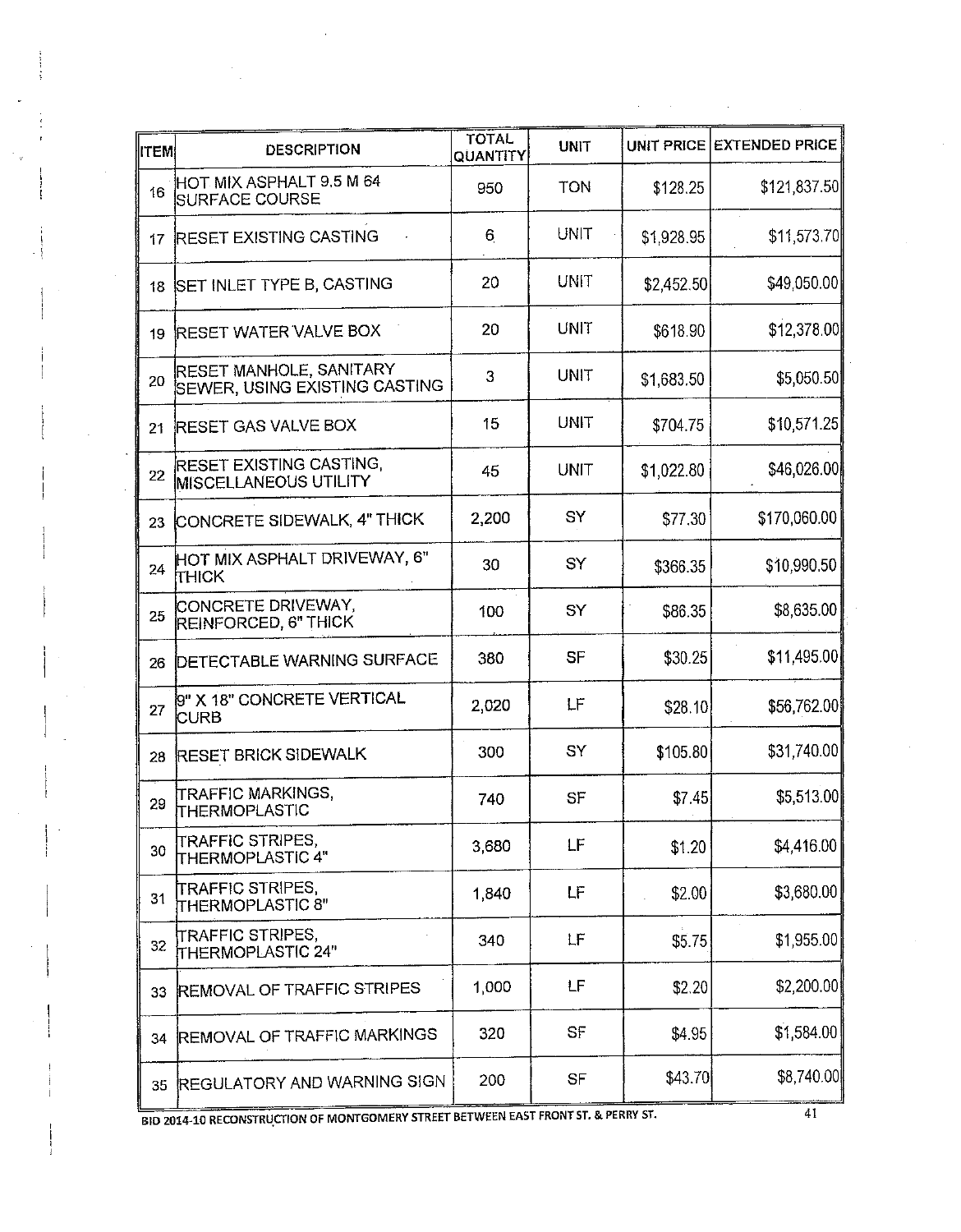| ITEM | DESCRIPTION | TOTAL QUANTITY | UNIT | UNIT PRICE | EXTENDED PRICE |
|---|---|---|---|---|---|
| 16 | HOT MIX ASPHALT 9.5 M 64 SURFACE COURSE | 950 | TON | $128.25 | $121,837.50 |
| 17 | RESET EXISTING CASTING | 6 | UNIT | $1,928.95 | $11,573.70 |
| 18 | SET INLET TYPE B, CASTING | 20 | UNIT | $2,452.50 | $49,050.00 |
| 19 | RESET WATER VALVE BOX | 20 | UNIT | $618.90 | $12,378.00 |
| 20 | RESET MANHOLE, SANITARY SEWER, USING EXISTING CASTING | 3 | UNIT | $1,683.50 | $5,050.50 |
| 21 | RESET GAS VALVE BOX | 15 | UNIT | $704.75 | $10,571.25 |
| 22 | RESET EXISTING CASTING, MISCELLANEOUS UTILITY | 45 | UNIT | $1,022.80 | $46,026.00 |
| 23 | CONCRETE SIDEWALK, 4" THICK | 2,200 | SY | $77.30 | $170,060.00 |
| 24 | HOT MIX ASPHALT DRIVEWAY, 6" THICK | 30 | SY | $366.35 | $10,990.50 |
| 25 | CONCRETE DRIVEWAY, REINFORCED, 6" THICK | 100 | SY | $86.35 | $8,635.00 |
| 26 | DETECTABLE WARNING SURFACE | 380 | SF | $30.25 | $11,495.00 |
| 27 | 9" X 18" CONCRETE VERTICAL CURB | 2,020 | LF | $28.10 | $56,762.00 |
| 28 | RESET BRICK SIDEWALK | 300 | SY | $105.80 | $31,740.00 |
| 29 | TRAFFIC MARKINGS, THERMOPLASTIC | 740 | SF | $7.45 | $5,513.00 |
| 30 | TRAFFIC STRIPES, THERMOPLASTIC 4" | 3,680 | LF | $1.20 | $4,416.00 |
| 31 | TRAFFIC STRIPES, THERMOPLASTIC 8" | 1,840 | LF | $2.00 | $3,680.00 |
| 32 | TRAFFIC STRIPES, THERMOPLASTIC 24" | 340 | LF | $5.75 | $1,955.00 |
| 33 | REMOVAL OF TRAFFIC STRIPES | 1,000 | LF | $2.20 | $2,200.00 |
| 34 | REMOVAL OF TRAFFIC MARKINGS | 320 | SF | $4.95 | $1,584.00 |
| 35 | REGULATORY AND WARNING SIGN | 200 | SF | $43.70 | $8,740.00 |

BID 2014-10 RECONSTRUCTION OF MONTGOMERY STREET BETWEEN EAST FRONT ST. & PERRY ST.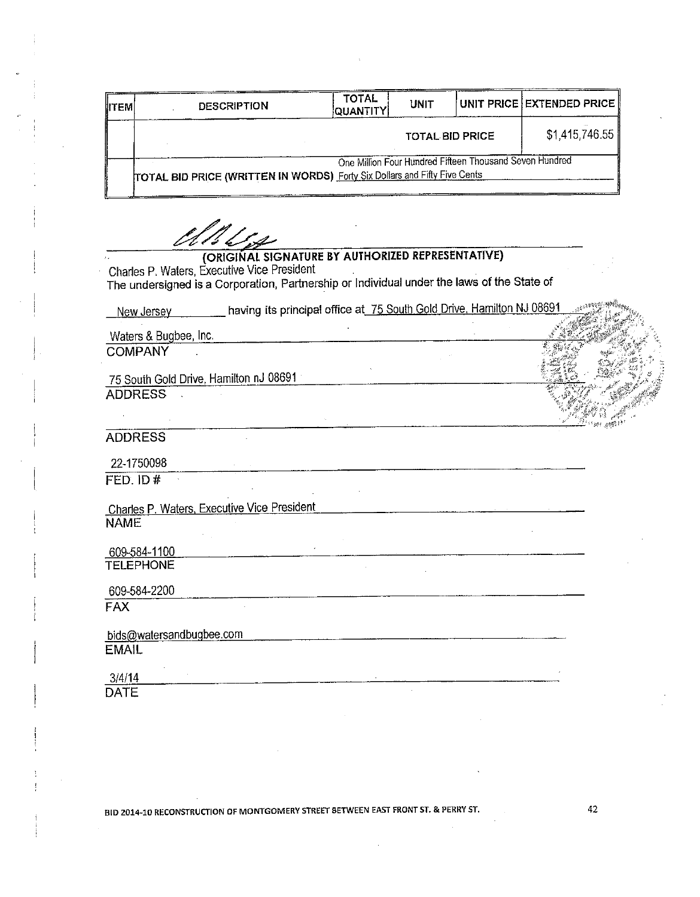| ITEM | DESCRIPTION | TOTAL QUANTITY | UNIT | UNIT PRICE | EXTENDED PRICE |
|---|---|---|---|---|---|
| | TOTAL BID PRICE | | | | $1,415,746.55 |
| | TOTAL BID PRICE (WRITTEN IN WORDS) One Million Four Hundred Fifteen Thousand Seven Hundred Forty Six Dollars and Fifty Five Cents | | | | |

**(ORIGINAL SIGNATURE BY AUTHORIZED REPRESENTATIVE)**

Charles P. Waters, Executive Vice President

The undersigned is a Corporation, Partnership or Individual under the laws of the State of

New Jersey having its principal office at 75 South Gold Drive, Hamilton NJ 08691

Waters & Bugbee, Inc.
COMPANY

75 South Gold Drive, Hamilton nJ 08691
ADDRESS

ADDRESS

22-1750098
FED. ID #

Charles P. Waters, Executive Vice President
NAME

609-584-1100
TELEPHONE

609-584-2200
FAX

bids@watersandbugbee.com
EMAIL

3/4/14
DATE

BID 2014-10 RECONSTRUCTION OF MONTGOMERY STREET BETWEEN EAST FRONT ST. & PERRY ST.